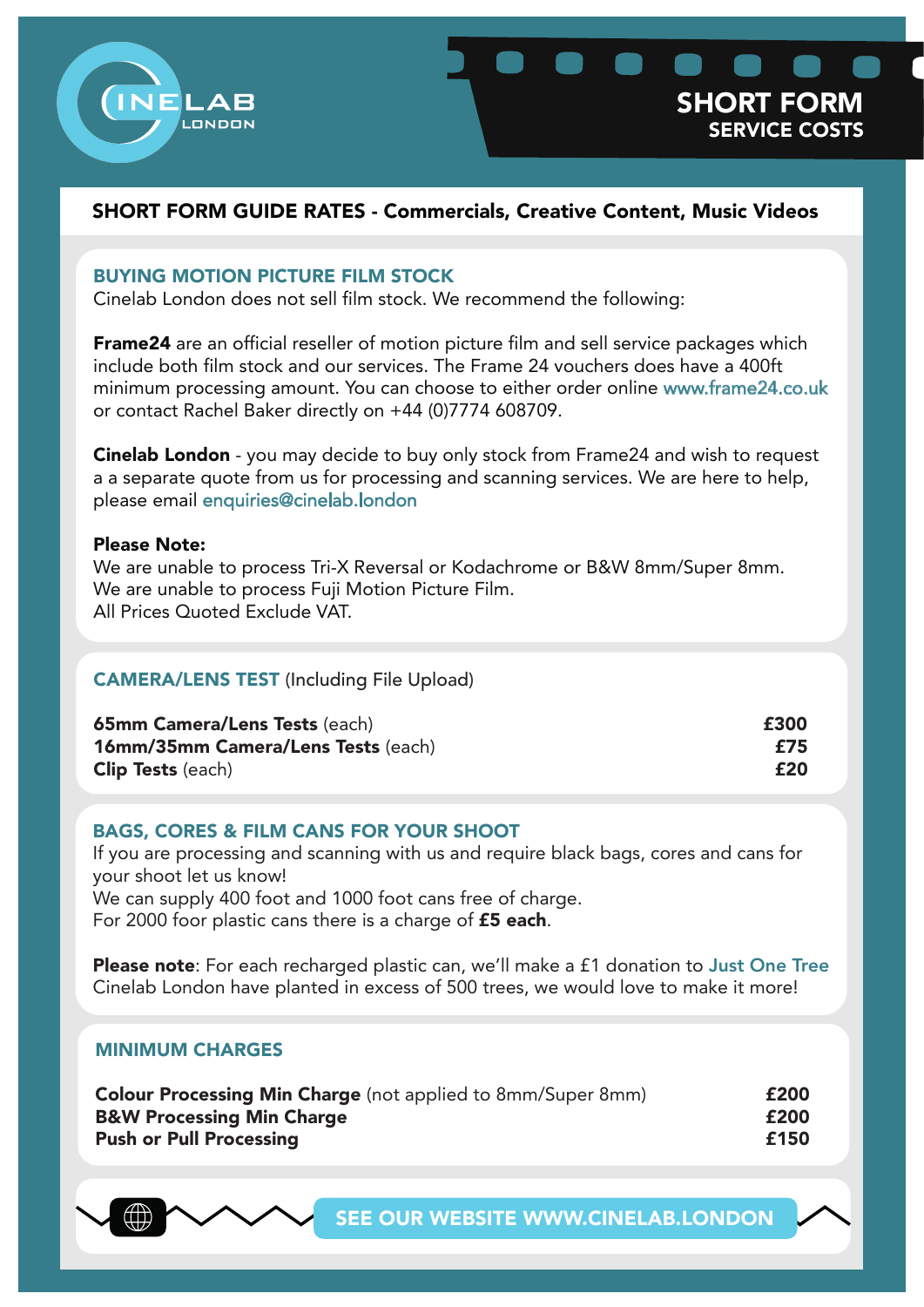CINELAB LONDON

# SHORT FORM SERVICE COSTS

## SHORT FORM GUIDE RATES - Commercials, Creative Content, Music Videos

### BUYING MOTION PICTURE FILM STOCK

Cinelab London does not sell film stock. We recommend the following:

**Frame24** are an official reseller of motion picture film and sell service packages which include both film stock and our services. The Frame 24 vouchers does have a 400ft minimum processing amount. You can choose to either order online www.frame24.co.uk or contact Rachel Baker directly on +44 (0)7774 608709.

**Cinelab London** - you may decide to buy only stock from Frame24 and wish to request a a separate quote from us for processing and scanning services. We are here to help, please email enquiries@cinelab.london

**Please Note:**
We are unable to process Tri-X Reversal or Kodachrome or B&W 8mm/Super 8mm.
We are unable to process Fuji Motion Picture Film.
All Prices Quoted Exclude VAT.

### CAMERA/LENS TEST (Including File Upload)

| | |
|---|---|
| **65mm Camera/Lens Tests** (each) | **£300** |
| **16mm/35mm Camera/Lens Tests** (each) | **£75** |
| **Clip Tests** (each) | **£20** |

### BAGS, CORES & FILM CANS FOR YOUR SHOOT

If you are processing and scanning with us and require black bags, cores and cans for your shoot let us know!
We can supply 400 foot and 1000 foot cans free of charge.
For 2000 foor plastic cans there is a charge of **£5 each**.

**Please note**: For each recharged plastic can, we'll make a £1 donation to Just One Tree Cinelab London have planted in excess of 500 trees, we would love to make it more!

### MINIMUM CHARGES

| | |
|---|---|
| **Colour Processing Min Charge** (not applied to 8mm/Super 8mm) | **£200** |
| **B&W Processing Min Charge** | **£200** |
| **Push or Pull Processing** | **£150** |

SEE OUR WEBSITE WWW.CINELAB.LONDON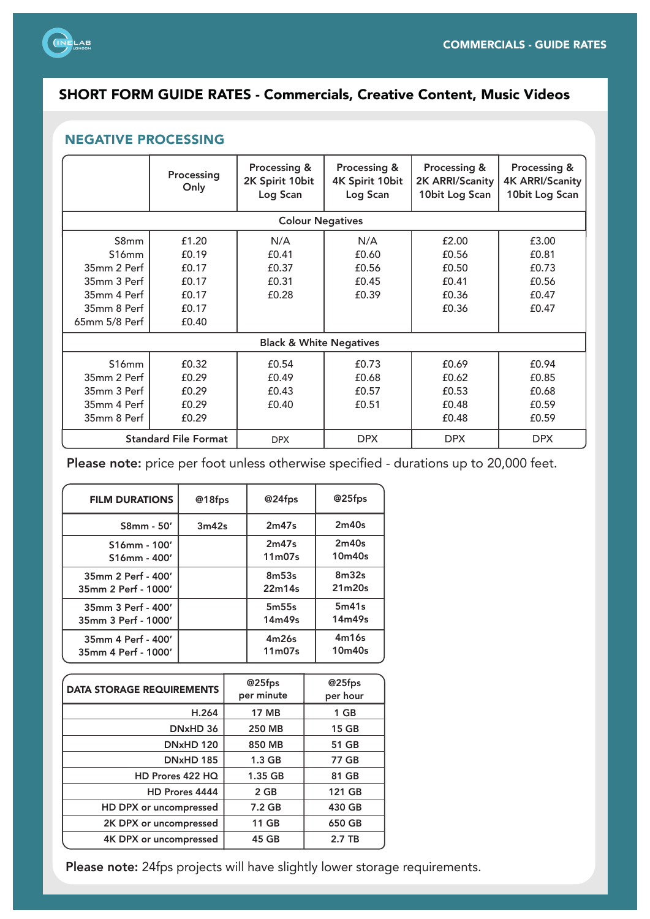## SHORT FORM GUIDE RATES - Commercials, Creative Content, Music Videos

### NEGATIVE PROCESSING

| | Processing Only | Processing & 2K Spirit 10bit Log Scan | Processing & 4K Spirit 10bit Log Scan | Processing & 2K ARRI/Scanity 10bit Log Scan | Processing & 4K ARRI/Scanity 10bit Log Scan |
|---|---|---|---|---|---|
| **Colour Negatives** | | | | | |
| S8mm | £1.20 | N/A | N/A | £2.00 | £3.00 |
| S16mm | £0.19 | £0.41 | £0.60 | £0.56 | £0.81 |
| 35mm 2 Perf | £0.17 | £0.37 | £0.56 | £0.50 | £0.73 |
| 35mm 3 Perf | £0.17 | £0.31 | £0.45 | £0.41 | £0.56 |
| 35mm 4 Perf | £0.17 | £0.28 | £0.39 | £0.36 | £0.47 |
| 35mm 8 Perf | £0.17 | | | £0.36 | £0.47 |
| 65mm 5/8 Perf | £0.40 | | | | |
| **Black & White Negatives** | | | | | |
| S16mm | £0.32 | £0.54 | £0.73 | £0.69 | £0.94 |
| 35mm 2 Perf | £0.29 | £0.49 | £0.68 | £0.62 | £0.85 |
| 35mm 3 Perf | £0.29 | £0.43 | £0.57 | £0.53 | £0.68 |
| 35mm 4 Perf | £0.29 | £0.40 | £0.51 | £0.48 | £0.59 |
| 35mm 8 Perf | £0.29 | | | £0.48 | £0.59 |
| Standard File Format | | DPX | DPX | DPX | DPX |

**Please note:** price per foot unless otherwise specified - durations up to 20,000 feet.

| FILM DURATIONS | @18fps | @24fps | @25fps |
|---|---|---|---|
| S8mm - 50′ | 3m42s | 2m47s | 2m40s |
| S16mm - 100′ | | 2m47s | 2m40s |
| S16mm - 400′ | | 11m07s | 10m40s |
| 35mm 2 Perf - 400′ | | 8m53s | 8m32s |
| 35mm 2 Perf - 1000′ | | 22m14s | 21m20s |
| 35mm 3 Perf - 400′ | | 5m55s | 5m41s |
| 35mm 3 Perf - 1000′ | | 14m49s | 14m49s |
| 35mm 4 Perf - 400′ | | 4m26s | 4m16s |
| 35mm 4 Perf - 1000′ | | 11m07s | 10m40s |

| DATA STORAGE REQUIREMENTS | @25fps per minute | @25fps per hour |
|---|---|---|
| H.264 | 17 MB | 1 GB |
| DNxHD 36 | 250 MB | 15 GB |
| DNxHD 120 | 850 MB | 51 GB |
| DNxHD 185 | 1.3 GB | 77 GB |
| HD Prores 422 HQ | 1.35 GB | 81 GB |
| HD Prores 4444 | 2 GB | 121 GB |
| HD DPX or uncompressed | 7.2 GB | 430 GB |
| 2K DPX or uncompressed | 11 GB | 650 GB |
| 4K DPX or uncompressed | 45 GB | 2.7 TB |

**Please note:** 24fps projects will have slightly lower storage requirements.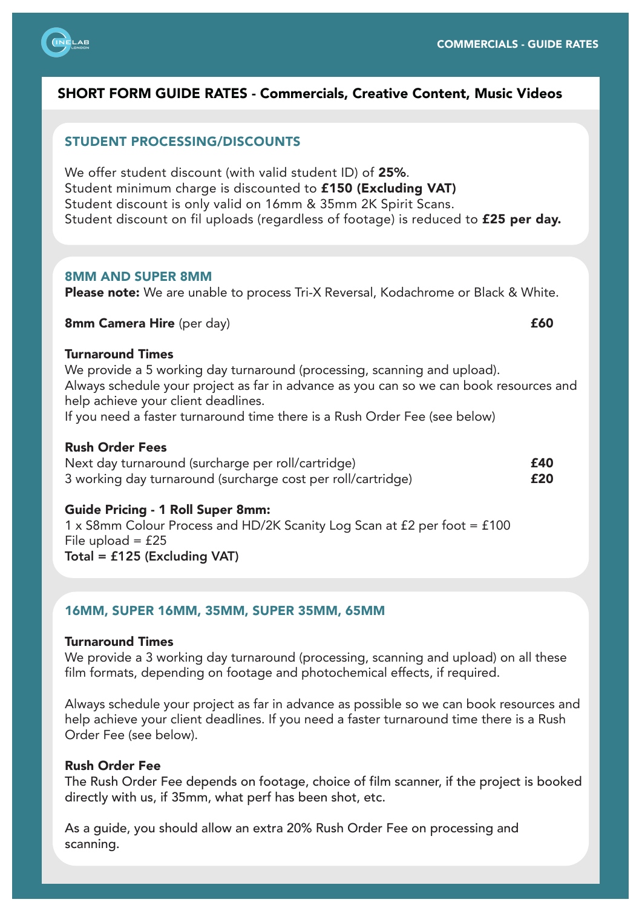# SHORT FORM GUIDE RATES - Commercials, Creative Content, Music Videos

## STUDENT PROCESSING/DISCOUNTS

We offer student discount (with valid student ID) of **25%**.
Student minimum charge is discounted to **£150 (Excluding VAT)**
Student discount is only valid on 16mm & 35mm 2K Spirit Scans.
Student discount on fil uploads (regardless of footage) is reduced to **£25 per day.**

## 8MM AND SUPER 8MM

**Please note:** We are unable to process Tri-X Reversal, Kodachrome or Black & White.

**8mm Camera Hire** (per day) **£60**

**Turnaround Times**
We provide a 5 working day turnaround (processing, scanning and upload).
Always schedule your project as far in advance as you can so we can book resources and help achieve your client deadlines.
If you need a faster turnaround time there is a Rush Order Fee (see below)

**Rush Order Fees**

| | |
|---|---|
| Next day turnaround (surcharge per roll/cartridge) | **£40** |
| 3 working day turnaround (surcharge cost per roll/cartridge) | **£20** |

**Guide Pricing - 1 Roll Super 8mm:**
1 x S8mm Colour Process and HD/2K Scanity Log Scan at £2 per foot = £100
File upload = £25
**Total = £125 (Excluding VAT)**

## 16MM, SUPER 16MM, 35MM, SUPER 35MM, 65MM

**Turnaround Times**
We provide a 3 working day turnaround (processing, scanning and upload) on all these film formats, depending on footage and photochemical effects, if required.

Always schedule your project as far in advance as possible so we can book resources and help achieve your client deadlines. If you need a faster turnaround time there is a Rush Order Fee (see below).

**Rush Order Fee**
The Rush Order Fee depends on footage, choice of film scanner, if the project is booked directly with us, if 35mm, what perf has been shot, etc.

As a guide, you should allow an extra 20% Rush Order Fee on processing and scanning.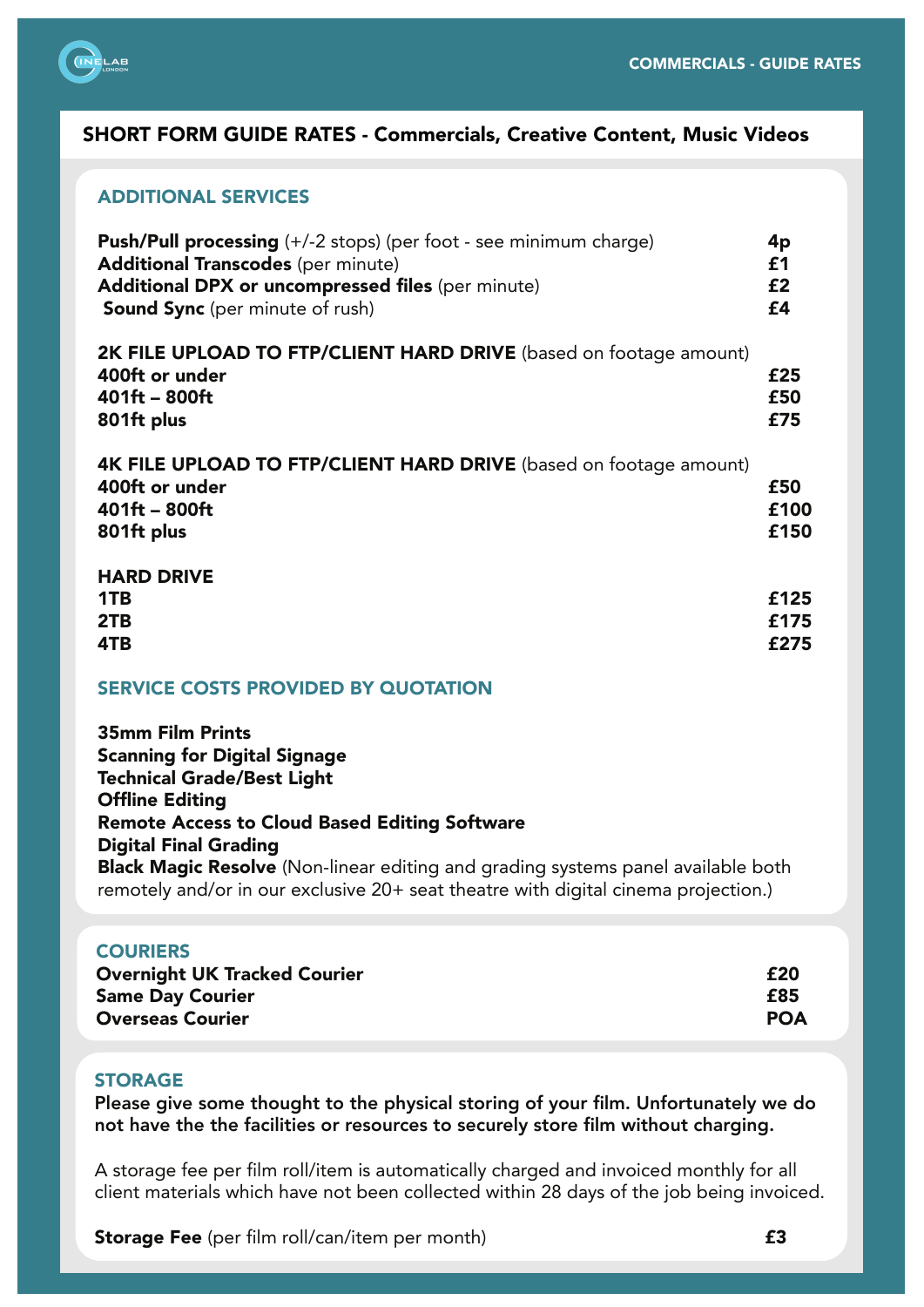## SHORT FORM GUIDE RATES - Commercials, Creative Content, Music Videos

### ADDITIONAL SERVICES

| | |
|---|---|
| **Push/Pull processing** (+/-2 stops) (per foot - see minimum charge) | **4p** |
| **Additional Transcodes** (per minute) | **£1** |
| **Additional DPX or uncompressed files** (per minute) | **£2** |
| **Sound Sync** (per minute of rush) | **£4** |

**2K FILE UPLOAD TO FTP/CLIENT HARD DRIVE** (based on footage amount)

| | |
|---|---|
| **400ft or under** | **£25** |
| **401ft – 800ft** | **£50** |
| **801ft plus** | **£75** |

**4K FILE UPLOAD TO FTP/CLIENT HARD DRIVE** (based on footage amount)

| | |
|---|---|
| **400ft or under** | **£50** |
| **401ft – 800ft** | **£100** |
| **801ft plus** | **£150** |

**HARD DRIVE**

| | |
|---|---|
| **1TB** | **£125** |
| **2TB** | **£175** |
| **4TB** | **£275** |

### SERVICE COSTS PROVIDED BY QUOTATION

**35mm Film Prints**
**Scanning for Digital Signage**
**Technical Grade/Best Light**
**Offline Editing**
**Remote Access to Cloud Based Editing Software**
**Digital Final Grading**
**Black Magic Resolve** (Non-linear editing and grading systems panel available both remotely and/or in our exclusive 20+ seat theatre with digital cinema projection.)

### COURIERS

| | |
|---|---|
| **Overnight UK Tracked Courier** | **£20** |
| **Same Day Courier** | **£85** |
| **Overseas Courier** | **POA** |

### STORAGE

**Please give some thought to the physical storing of your film. Unfortunately we do not have the the facilities or resources to securely store film without charging.**

A storage fee per film roll/item is automatically charged and invoiced monthly for all client materials which have not been collected within 28 days of the job being invoiced.

| | |
|---|---|
| **Storage Fee** (per film roll/can/item per month) | **£3** |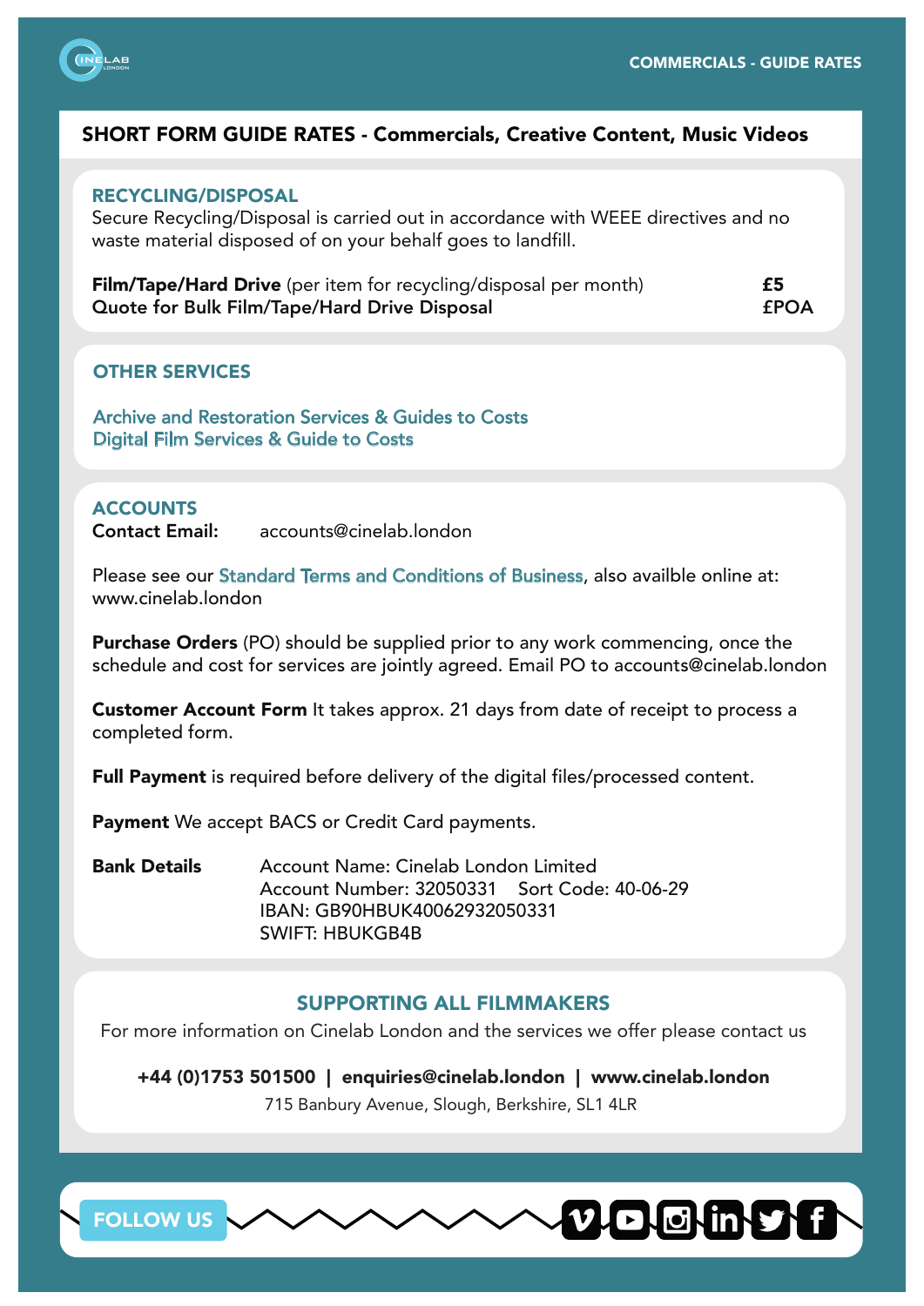## SHORT FORM GUIDE RATES - Commercials, Creative Content, Music Videos

### RECYCLING/DISPOSAL

Secure Recycling/Disposal is carried out in accordance with WEEE directives and no waste material disposed of on your behalf goes to landfill.

| | |
|---|---|
| **Film/Tape/Hard Drive** (per item for recycling/disposal per month) | **£5** |
| **Quote for Bulk Film/Tape/Hard Drive Disposal** | **£POA** |

### OTHER SERVICES

Archive and Restoration Services & Guides to Costs
Digital Film Services & Guide to Costs

### ACCOUNTS

**Contact Email:** accounts@cinelab.london

Please see our Standard Terms and Conditions of Business, also availble online at: www.cinelab.london

**Purchase Orders** (PO) should be supplied prior to any work commencing, once the schedule and cost for services are jointly agreed. Email PO to accounts@cinelab.london

**Customer Account Form** It takes approx. 21 days from date of receipt to process a completed form.

**Full Payment** is required before delivery of the digital files/processed content.

**Payment** We accept BACS or Credit Card payments.

**Bank Details**
Account Name: Cinelab London Limited
Account Number: 32050331 Sort Code: 40-06-29
IBAN: GB90HBUK40062932050331
SWIFT: HBUKGB4B

### SUPPORTING ALL FILMMAKERS

For more information on Cinelab London and the services we offer please contact us

**+44 (0)1753 501500 | enquiries@cinelab.london | www.cinelab.london**

715 Banbury Avenue, Slough, Berkshire, SL1 4LR

**FOLLOW US**